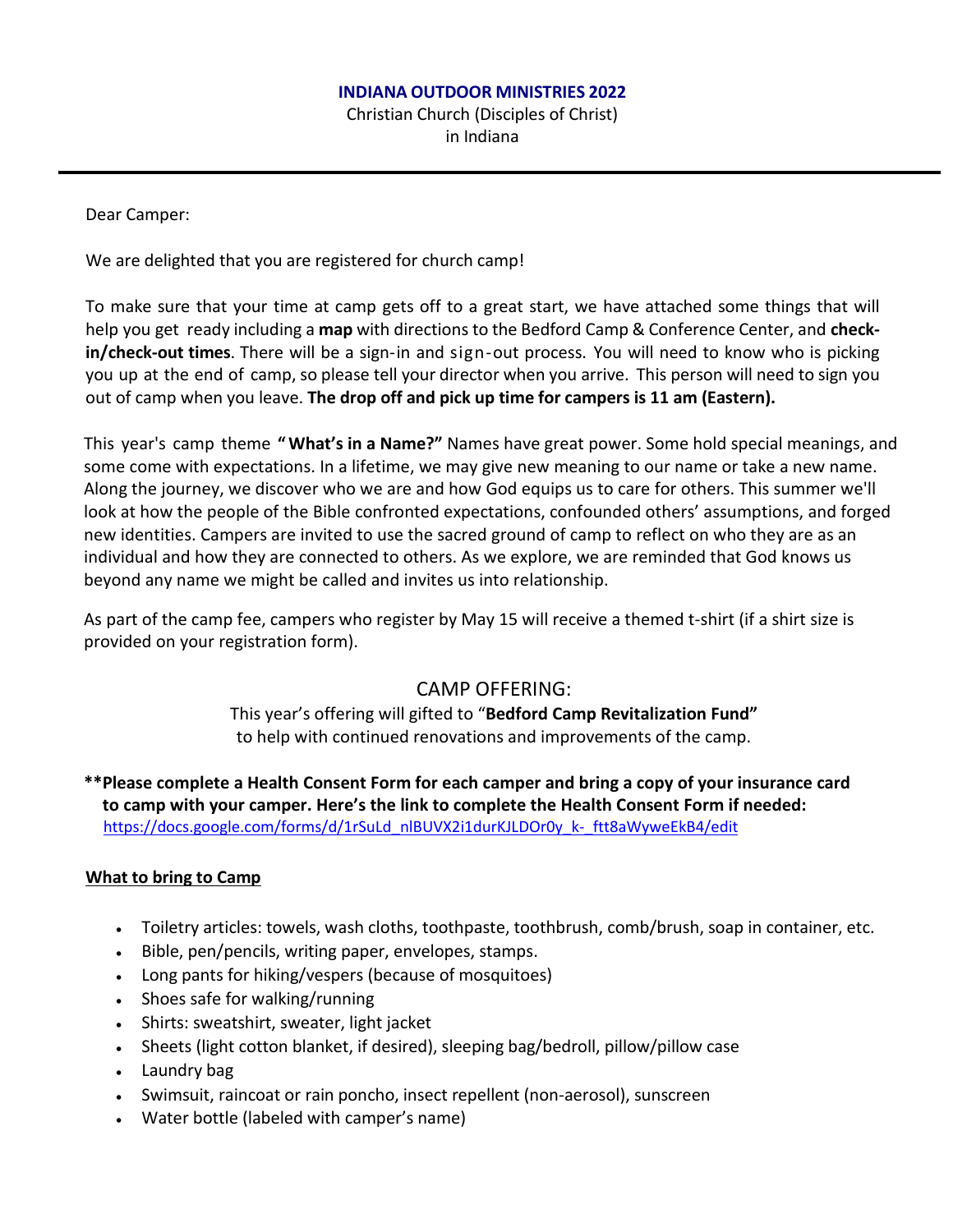# INDIANA OUTDOOR MINISTRIES 2022

Christian Church (Disciples of Christ)
in Indiana

---

Dear Camper:

We are delighted that you are registered for church camp!

To make sure that your time at camp gets off to a great start, we have attached some things that will help you get ready including a **map** with directions to the Bedford Camp & Conference Center, and **check-in/check-out times**. There will be a sign-in and sign-out process. You will need to know who is picking you up at the end of camp, so please tell your director when you arrive. This person will need to sign you out of camp when you leave. **The drop off and pick up time for campers is 11 am (Eastern).**

This year's camp theme **" What's in a Name?"** Names have great power. Some hold special meanings, and some come with expectations. In a lifetime, we may give new meaning to our name or take a new name. Along the journey, we discover who we are and how God equips us to care for others. This summer we'll look at how the people of the Bible confronted expectations, confounded others' assumptions, and forged new identities. Campers are invited to use the sacred ground of camp to reflect on who they are as an individual and how they are connected to others. As we explore, we are reminded that God knows us beyond any name we might be called and invites us into relationship.

As part of the camp fee, campers who register by May 15 will receive a themed t-shirt (if a shirt size is provided on your registration form).

## CAMP OFFERING:

This year's offering will gifted to "**Bedford Camp Revitalization Fund"**
to help with continued renovations and improvements of the camp.

**\*\*Please complete a Health Consent Form for each camper and bring a copy of your insurance card to camp with your camper. Here's the link to complete the Health Consent Form if needed:**
https://docs.google.com/forms/d/1rSuLd_nlBUVX2i1durKJLDOr0y_k-_ftt8aWyweEkB4/edit

## What to bring to Camp

- Toiletry articles: towels, wash cloths, toothpaste, toothbrush, comb/brush, soap in container, etc.
- Bible, pen/pencils, writing paper, envelopes, stamps.
- Long pants for hiking/vespers (because of mosquitoes)
- Shoes safe for walking/running
- Shirts: sweatshirt, sweater, light jacket
- Sheets (light cotton blanket, if desired), sleeping bag/bedroll, pillow/pillow case
- Laundry bag
- Swimsuit, raincoat or rain poncho, insect repellent (non-aerosol), sunscreen
- Water bottle (labeled with camper's name)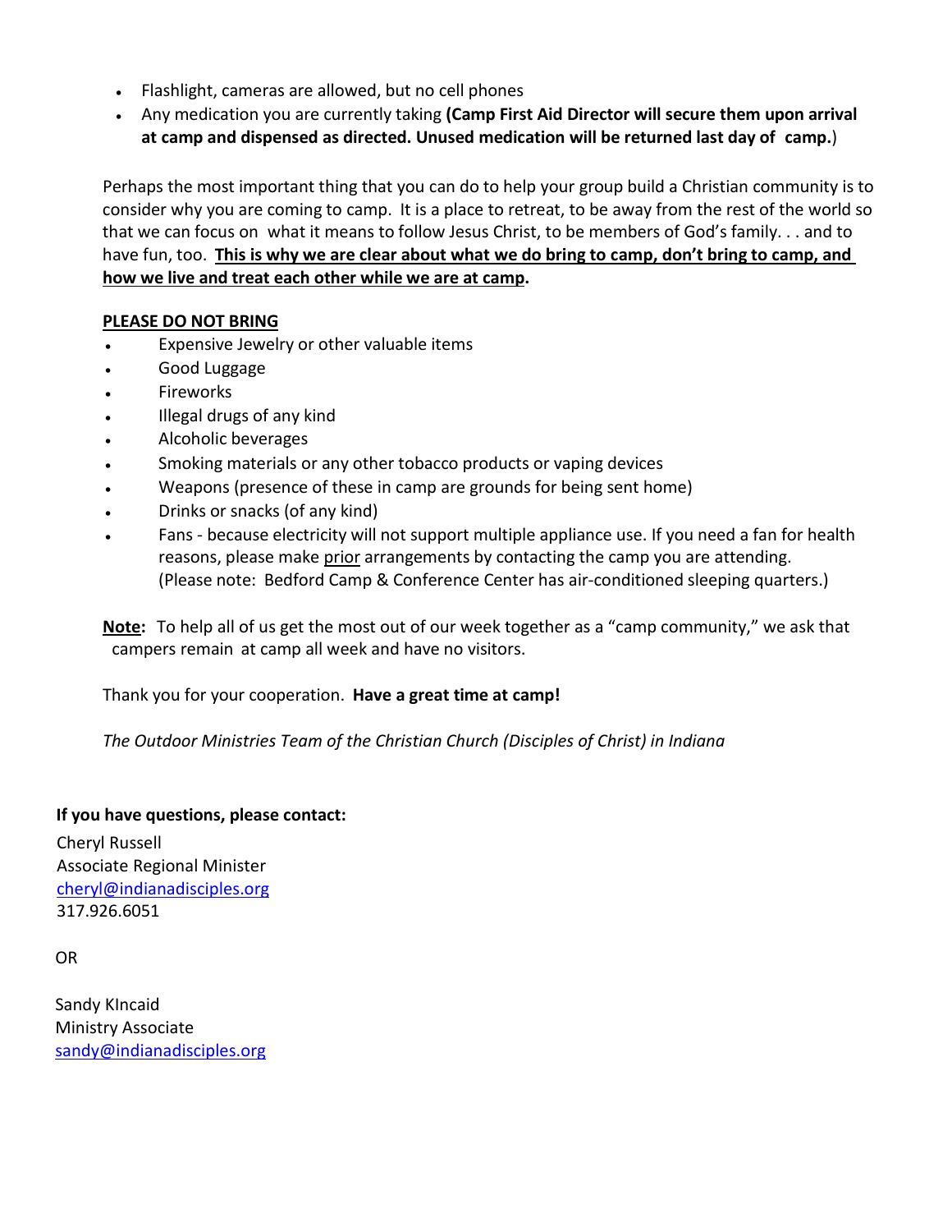- Flashlight, cameras are allowed, but no cell phones
- Any medication you are currently taking **(Camp First Aid Director will secure them upon arrival at camp and dispensed as directed. Unused medication will be returned last day of camp.**)

Perhaps the most important thing that you can do to help your group build a Christian community is to consider why you are coming to camp. It is a place to retreat, to be away from the rest of the world so that we can focus on what it means to follow Jesus Christ, to be members of God's family. . . and to have fun, too. <u>**This is why we are clear about what we do bring to camp, don't bring to camp, and how we live and treat each other while we are at camp**</u>**.**

<u>**PLEASE DO NOT BRING**</u>

- Expensive Jewelry or other valuable items
- Good Luggage
- Fireworks
- Illegal drugs of any kind
- Alcoholic beverages
- Smoking materials or any other tobacco products or vaping devices
- Weapons (presence of these in camp are grounds for being sent home)
- Drinks or snacks (of any kind)
- Fans - because electricity will not support multiple appliance use. If you need a fan for health reasons, please make <u>prior</u> arrangements by contacting the camp you are attending. (Please note: Bedford Camp & Conference Center has air-conditioned sleeping quarters.)

<u>**Note**</u>**:** To help all of us get the most out of our week together as a "camp community," we ask that campers remain at camp all week and have no visitors.

Thank you for your cooperation. **Have a great time at camp!**

*The Outdoor Ministries Team of the Christian Church (Disciples of Christ) in Indiana*

**If you have questions, please contact:**

Cheryl Russell
Associate Regional Minister
cheryl@indianadisciples.org
317.926.6051

OR

Sandy KIncaid
Ministry Associate
sandy@indianadisciples.org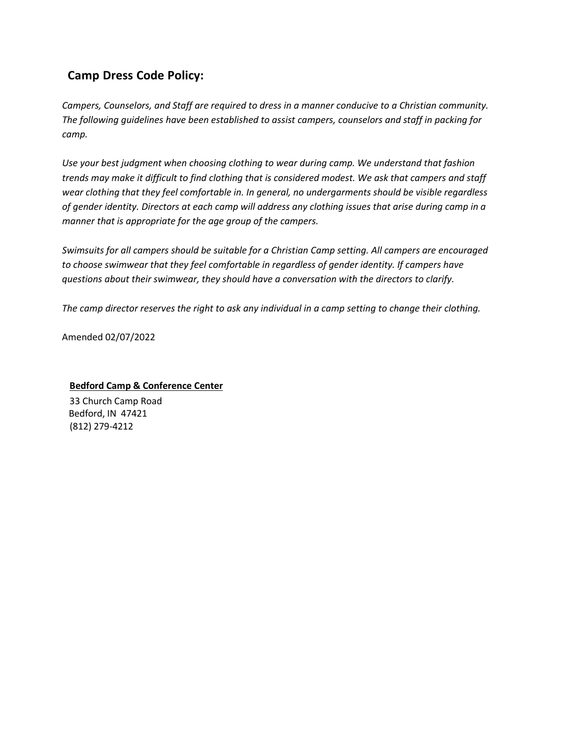## Camp Dress Code Policy:

*Campers, Counselors, and Staff are required to dress in a manner conducive to a Christian community. The following guidelines have been established to assist campers, counselors and staff in packing for camp.*

*Use your best judgment when choosing clothing to wear during camp. We understand that fashion trends may make it difficult to find clothing that is considered modest. We ask that campers and staff wear clothing that they feel comfortable in. In general, no undergarments should be visible regardless of gender identity. Directors at each camp will address any clothing issues that arise during camp in a manner that is appropriate for the age group of the campers.*

*Swimsuits for all campers should be suitable for a Christian Camp setting. All campers are encouraged to choose swimwear that they feel comfortable in regardless of gender identity. If campers have questions about their swimwear, they should have a conversation with the directors to clarify.*

*The camp director reserves the right to ask any individual in a camp setting to change their clothing.*

Amended 02/07/2022

**Bedford Camp & Conference Center**

33 Church Camp Road
Bedford, IN 47421
(812) 279-4212